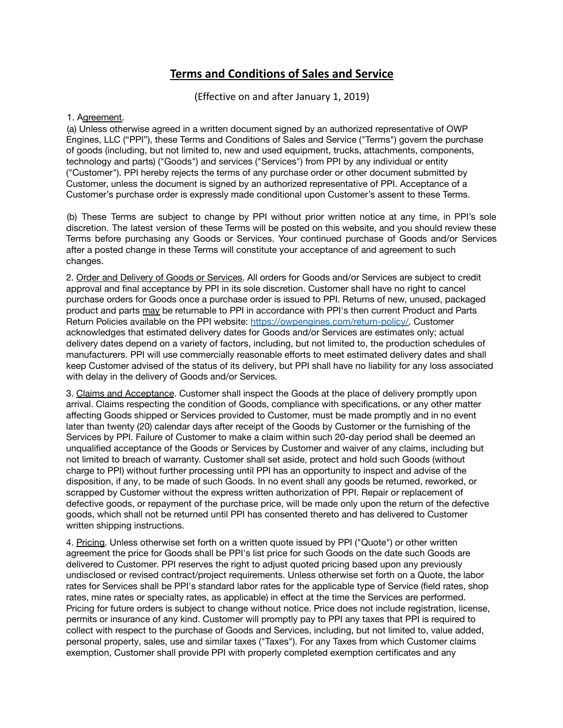# Terms and Conditions of Sales and Service

(Effective on and after January 1, 2019)

1. Agreement.

(a) Unless otherwise agreed in a written document signed by an authorized representative of OWP Engines, LLC ("PPI"), these Terms and Conditions of Sales and Service ("Terms") govern the purchase of goods (including, but not limited to, new and used equipment, trucks, attachments, components, technology and parts) ("Goods") and services ("Services") from PPI by any individual or entity ("Customer"). PPI hereby rejects the terms of any purchase order or other document submitted by Customer, unless the document is signed by an authorized representative of PPI. Acceptance of a Customer's purchase order is expressly made conditional upon Customer's assent to these Terms.

(b) These Terms are subject to change by PPI without prior written notice at any time, in PPI's sole discretion. The latest version of these Terms will be posted on this website, and you should review these Terms before purchasing any Goods or Services. Your continued purchase of Goods and/or Services after a posted change in these Terms will constitute your acceptance of and agreement to such changes.

2. Order and Delivery of Goods or Services. All orders for Goods and/or Services are subject to credit approval and final acceptance by PPI in its sole discretion. Customer shall have no right to cancel purchase orders for Goods once a purchase order is issued to PPI. Returns of new, unused, packaged product and parts may be returnable to PPI in accordance with PPI's then current Product and Parts Return Policies available on the PPI website: [https://owpengines.com/return-policy/](https://owpengines.com/return-policy/). Customer acknowledges that estimated delivery dates for Goods and/or Services are estimates only; actual delivery dates depend on a variety of factors, including, but not limited to, the production schedules of manufacturers. PPI will use commercially reasonable efforts to meet estimated delivery dates and shall keep Customer advised of the status of its delivery, but PPI shall have no liability for any loss associated with delay in the delivery of Goods and/or Services.

3. Claims and Acceptance. Customer shall inspect the Goods at the place of delivery promptly upon arrival. Claims respecting the condition of Goods, compliance with specifications, or any other matter affecting Goods shipped or Services provided to Customer, must be made promptly and in no event later than twenty (20) calendar days after receipt of the Goods by Customer or the furnishing of the Services by PPI. Failure of Customer to make a claim within such 20-day period shall be deemed an unqualified acceptance of the Goods or Services by Customer and waiver of any claims, including but not limited to breach of warranty. Customer shall set aside, protect and hold such Goods (without charge to PPI) without further processing until PPI has an opportunity to inspect and advise of the disposition, if any, to be made of such Goods. In no event shall any goods be returned, reworked, or scrapped by Customer without the express written authorization of PPI. Repair or replacement of defective goods, or repayment of the purchase price, will be made only upon the return of the defective goods, which shall not be returned until PPI has consented thereto and has delivered to Customer written shipping instructions.

4. Pricing. Unless otherwise set forth on a written quote issued by PPI ("Quote") or other written agreement the price for Goods shall be PPI's list price for such Goods on the date such Goods are delivered to Customer. PPI reserves the right to adjust quoted pricing based upon any previously undisclosed or revised contract/project requirements. Unless otherwise set forth on a Quote, the labor rates for Services shall be PPI's standard labor rates for the applicable type of Service (field rates, shop rates, mine rates or specialty rates, as applicable) in effect at the time the Services are performed. Pricing for future orders is subject to change without notice. Price does not include registration, license, permits or insurance of any kind. Customer will promptly pay to PPI any taxes that PPI is required to collect with respect to the purchase of Goods and Services, including, but not limited to, value added, personal property, sales, use and similar taxes ("Taxes"). For any Taxes from which Customer claims exemption, Customer shall provide PPI with properly completed exemption certificates and any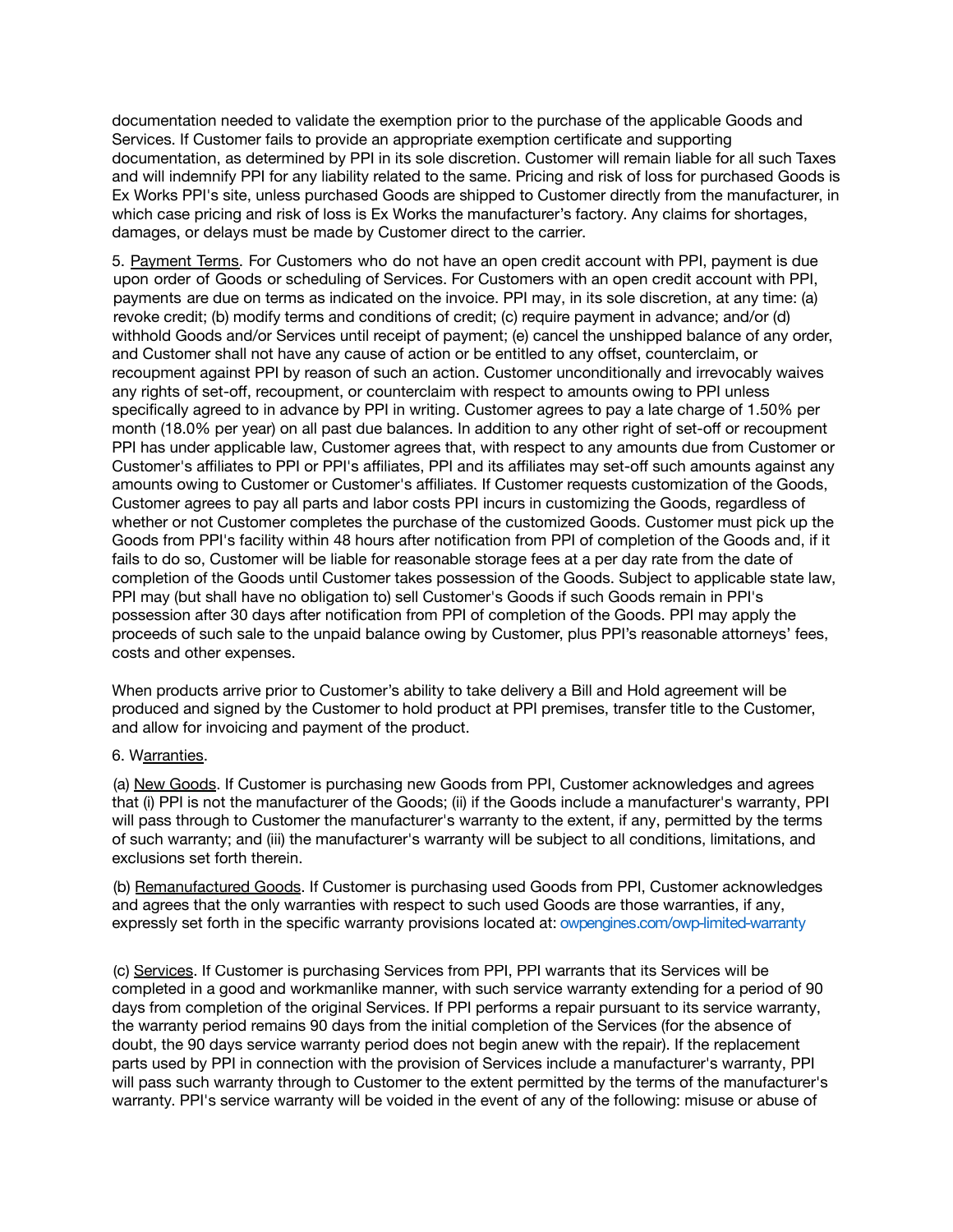documentation needed to validate the exemption prior to the purchase of the applicable Goods and Services. If Customer fails to provide an appropriate exemption certificate and supporting documentation, as determined by PPI in its sole discretion. Customer will remain liable for all such Taxes and will indemnify PPI for any liability related to the same. Pricing and risk of loss for purchased Goods is Ex Works PPI's site, unless purchased Goods are shipped to Customer directly from the manufacturer, in which case pricing and risk of loss is Ex Works the manufacturer's factory. Any claims for shortages, damages, or delays must be made by Customer direct to the carrier.

5. Payment Terms. For Customers who do not have an open credit account with PPI, payment is due upon order of Goods or scheduling of Services. For Customers with an open credit account with PPI, payments are due on terms as indicated on the invoice. PPI may, in its sole discretion, at any time: (a) revoke credit; (b) modify terms and conditions of credit; (c) require payment in advance; and/or (d) withhold Goods and/or Services until receipt of payment; (e) cancel the unshipped balance of any order, and Customer shall not have any cause of action or be entitled to any offset, counterclaim, or recoupment against PPI by reason of such an action. Customer unconditionally and irrevocably waives any rights of set-off, recoupment, or counterclaim with respect to amounts owing to PPI unless specifically agreed to in advance by PPI in writing. Customer agrees to pay a late charge of 1.50% per month (18.0% per year) on all past due balances. In addition to any other right of set-off or recoupment PPI has under applicable law, Customer agrees that, with respect to any amounts due from Customer or Customer's affiliates to PPI or PPI's affiliates, PPI and its affiliates may set-off such amounts against any amounts owing to Customer or Customer's affiliates. If Customer requests customization of the Goods, Customer agrees to pay all parts and labor costs PPI incurs in customizing the Goods, regardless of whether or not Customer completes the purchase of the customized Goods. Customer must pick up the Goods from PPI's facility within 48 hours after notification from PPI of completion of the Goods and, if it fails to do so, Customer will be liable for reasonable storage fees at a per day rate from the date of completion of the Goods until Customer takes possession of the Goods. Subject to applicable state law, PPI may (but shall have no obligation to) sell Customer's Goods if such Goods remain in PPI's possession after 30 days after notification from PPI of completion of the Goods. PPI may apply the proceeds of such sale to the unpaid balance owing by Customer, plus PPI's reasonable attorneys' fees, costs and other expenses.

When products arrive prior to Customer's ability to take delivery a Bill and Hold agreement will be produced and signed by the Customer to hold product at PPI premises, transfer title to the Customer, and allow for invoicing and payment of the product.

6. Warranties.

(a) New Goods. If Customer is purchasing new Goods from PPI, Customer acknowledges and agrees that (i) PPI is not the manufacturer of the Goods; (ii) if the Goods include a manufacturer's warranty, PPI will pass through to Customer the manufacturer's warranty to the extent, if any, permitted by the terms of such warranty; and (iii) the manufacturer's warranty will be subject to all conditions, limitations, and exclusions set forth therein.

(b) Remanufactured Goods. If Customer is purchasing used Goods from PPI, Customer acknowledges and agrees that the only warranties with respect to such used Goods are those warranties, if any, expressly set forth in the specific warranty provisions located at: owpengines.com/owp-limited-warranty

(c) Services. If Customer is purchasing Services from PPI, PPI warrants that its Services will be completed in a good and workmanlike manner, with such service warranty extending for a period of 90 days from completion of the original Services. If PPI performs a repair pursuant to its service warranty, the warranty period remains 90 days from the initial completion of the Services (for the absence of doubt, the 90 days service warranty period does not begin anew with the repair). If the replacement parts used by PPI in connection with the provision of Services include a manufacturer's warranty, PPI will pass such warranty through to Customer to the extent permitted by the terms of the manufacturer's warranty. PPI's service warranty will be voided in the event of any of the following: misuse or abuse of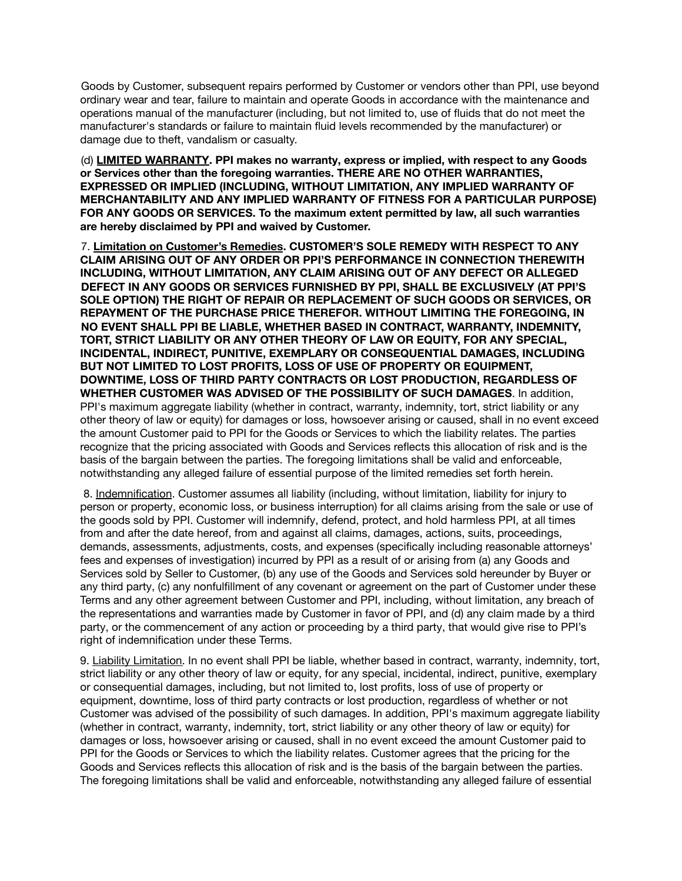Goods by Customer, subsequent repairs performed by Customer or vendors other than PPI, use beyond ordinary wear and tear, failure to maintain and operate Goods in accordance with the maintenance and operations manual of the manufacturer (including, but not limited to, use of fluids that do not meet the manufacturer's standards or failure to maintain fluid levels recommended by the manufacturer) or damage due to theft, vandalism or casualty.

(d) **<u>LIMITED WARRANTY</u>. PPI makes no warranty, express or implied, with respect to any Goods or Services other than the foregoing warranties. THERE ARE NO OTHER WARRANTIES, EXPRESSED OR IMPLIED (INCLUDING, WITHOUT LIMITATION, ANY IMPLIED WARRANTY OF MERCHANTABILITY AND ANY IMPLIED WARRANTY OF FITNESS FOR A PARTICULAR PURPOSE) FOR ANY GOODS OR SERVICES. To the maximum extent permitted by law, all such warranties are hereby disclaimed by PPI and waived by Customer.**

7. **<u>Limitation on Customer's Remedies</u>. CUSTOMER'S SOLE REMEDY WITH RESPECT TO ANY CLAIM ARISING OUT OF ANY ORDER OR PPI'S PERFORMANCE IN CONNECTION THEREWITH INCLUDING, WITHOUT LIMITATION, ANY CLAIM ARISING OUT OF ANY DEFECT OR ALLEGED DEFECT IN ANY GOODS OR SERVICES FURNISHED BY PPI, SHALL BE EXCLUSIVELY (AT PPI'S SOLE OPTION) THE RIGHT OF REPAIR OR REPLACEMENT OF SUCH GOODS OR SERVICES, OR REPAYMENT OF THE PURCHASE PRICE THEREFOR. WITHOUT LIMITING THE FOREGOING, IN NO EVENT SHALL PPI BE LIABLE, WHETHER BASED IN CONTRACT, WARRANTY, INDEMNITY, TORT, STRICT LIABILITY OR ANY OTHER THEORY OF LAW OR EQUITY, FOR ANY SPECIAL, INCIDENTAL, INDIRECT, PUNITIVE, EXEMPLARY OR CONSEQUENTIAL DAMAGES, INCLUDING BUT NOT LIMITED TO LOST PROFITS, LOSS OF USE OF PROPERTY OR EQUIPMENT, DOWNTIME, LOSS OF THIRD PARTY CONTRACTS OR LOST PRODUCTION, REGARDLESS OF WHETHER CUSTOMER WAS ADVISED OF THE POSSIBILITY OF SUCH DAMAGES**. In addition, PPI's maximum aggregate liability (whether in contract, warranty, indemnity, tort, strict liability or any other theory of law or equity) for damages or loss, howsoever arising or caused, shall in no event exceed the amount Customer paid to PPI for the Goods or Services to which the liability relates. The parties recognize that the pricing associated with Goods and Services reflects this allocation of risk and is the basis of the bargain between the parties. The foregoing limitations shall be valid and enforceable, notwithstanding any alleged failure of essential purpose of the limited remedies set forth herein.

8. <u>Indemnification</u>. Customer assumes all liability (including, without limitation, liability for injury to person or property, economic loss, or business interruption) for all claims arising from the sale or use of the goods sold by PPI. Customer will indemnify, defend, protect, and hold harmless PPI, at all times from and after the date hereof, from and against all claims, damages, actions, suits, proceedings, demands, assessments, adjustments, costs, and expenses (specifically including reasonable attorneys' fees and expenses of investigation) incurred by PPI as a result of or arising from (a) any Goods and Services sold by Seller to Customer, (b) any use of the Goods and Services sold hereunder by Buyer or any third party, (c) any nonfulfillment of any covenant or agreement on the part of Customer under these Terms and any other agreement between Customer and PPI, including, without limitation, any breach of the representations and warranties made by Customer in favor of PPI, and (d) any claim made by a third party, or the commencement of any action or proceeding by a third party, that would give rise to PPI's right of indemnification under these Terms.

9. <u>Liability Limitation</u>. In no event shall PPI be liable, whether based in contract, warranty, indemnity, tort, strict liability or any other theory of law or equity, for any special, incidental, indirect, punitive, exemplary or consequential damages, including, but not limited to, lost profits, loss of use of property or equipment, downtime, loss of third party contracts or lost production, regardless of whether or not Customer was advised of the possibility of such damages. In addition, PPI's maximum aggregate liability (whether in contract, warranty, indemnity, tort, strict liability or any other theory of law or equity) for damages or loss, howsoever arising or caused, shall in no event exceed the amount Customer paid to PPI for the Goods or Services to which the liability relates. Customer agrees that the pricing for the Goods and Services reflects this allocation of risk and is the basis of the bargain between the parties. The foregoing limitations shall be valid and enforceable, notwithstanding any alleged failure of essential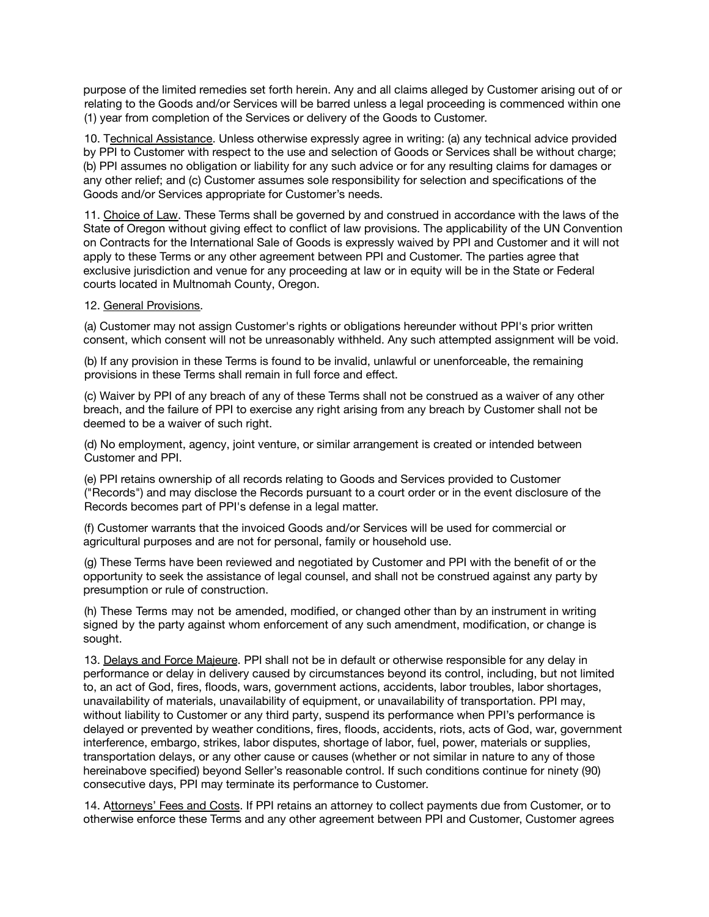purpose of the limited remedies set forth herein. Any and all claims alleged by Customer arising out of or relating to the Goods and/or Services will be barred unless a legal proceeding is commenced within one (1) year from completion of the Services or delivery of the Goods to Customer.

10. Technical Assistance. Unless otherwise expressly agree in writing: (a) any technical advice provided by PPI to Customer with respect to the use and selection of Goods or Services shall be without charge; (b) PPI assumes no obligation or liability for any such advice or for any resulting claims for damages or any other relief; and (c) Customer assumes sole responsibility for selection and specifications of the Goods and/or Services appropriate for Customer's needs.

11. Choice of Law. These Terms shall be governed by and construed in accordance with the laws of the State of Oregon without giving effect to conflict of law provisions. The applicability of the UN Convention on Contracts for the International Sale of Goods is expressly waived by PPI and Customer and it will not apply to these Terms or any other agreement between PPI and Customer. The parties agree that exclusive jurisdiction and venue for any proceeding at law or in equity will be in the State or Federal courts located in Multnomah County, Oregon.

12. General Provisions.

(a) Customer may not assign Customer's rights or obligations hereunder without PPI's prior written consent, which consent will not be unreasonably withheld. Any such attempted assignment will be void.

(b) If any provision in these Terms is found to be invalid, unlawful or unenforceable, the remaining provisions in these Terms shall remain in full force and effect.

(c) Waiver by PPI of any breach of any of these Terms shall not be construed as a waiver of any other breach, and the failure of PPI to exercise any right arising from any breach by Customer shall not be deemed to be a waiver of such right.

(d) No employment, agency, joint venture, or similar arrangement is created or intended between Customer and PPI.

(e) PPI retains ownership of all records relating to Goods and Services provided to Customer ("Records") and may disclose the Records pursuant to a court order or in the event disclosure of the Records becomes part of PPI's defense in a legal matter.

(f) Customer warrants that the invoiced Goods and/or Services will be used for commercial or agricultural purposes and are not for personal, family or household use.

(g) These Terms have been reviewed and negotiated by Customer and PPI with the benefit of or the opportunity to seek the assistance of legal counsel, and shall not be construed against any party by presumption or rule of construction.

(h) These Terms may not be amended, modified, or changed other than by an instrument in writing signed by the party against whom enforcement of any such amendment, modification, or change is sought.

13. Delays and Force Majeure. PPI shall not be in default or otherwise responsible for any delay in performance or delay in delivery caused by circumstances beyond its control, including, but not limited to, an act of God, fires, floods, wars, government actions, accidents, labor troubles, labor shortages, unavailability of materials, unavailability of equipment, or unavailability of transportation. PPI may, without liability to Customer or any third party, suspend its performance when PPI's performance is delayed or prevented by weather conditions, fires, floods, accidents, riots, acts of God, war, government interference, embargo, strikes, labor disputes, shortage of labor, fuel, power, materials or supplies, transportation delays, or any other cause or causes (whether or not similar in nature to any of those hereinabove specified) beyond Seller's reasonable control. If such conditions continue for ninety (90) consecutive days, PPI may terminate its performance to Customer.

14. Attorneys' Fees and Costs. If PPI retains an attorney to collect payments due from Customer, or to otherwise enforce these Terms and any other agreement between PPI and Customer, Customer agrees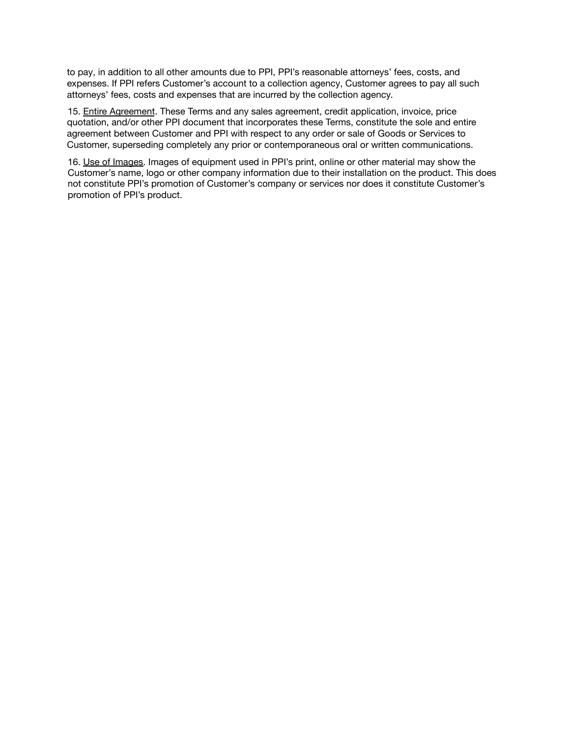to pay, in addition to all other amounts due to PPI, PPI's reasonable attorneys' fees, costs, and expenses. If PPI refers Customer's account to a collection agency, Customer agrees to pay all such attorneys' fees, costs and expenses that are incurred by the collection agency.

15. <u>Entire Agreement</u>. These Terms and any sales agreement, credit application, invoice, price quotation, and/or other PPI document that incorporates these Terms, constitute the sole and entire agreement between Customer and PPI with respect to any order or sale of Goods or Services to Customer, superseding completely any prior or contemporaneous oral or written communications.

16. <u>Use of Images</u>. Images of equipment used in PPI's print, online or other material may show the Customer's name, logo or other company information due to their installation on the product. This does not constitute PPI's promotion of Customer's company or services nor does it constitute Customer's promotion of PPI's product.